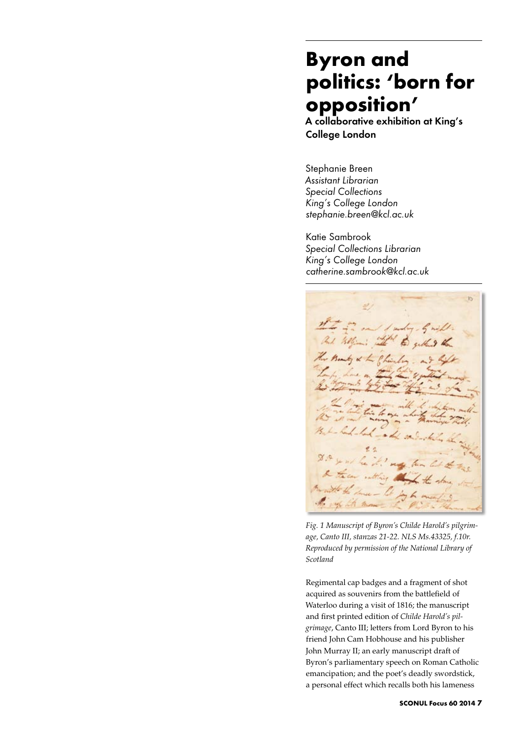# Byron and politics: 'born for opposition'

## A collaborative exhibition at King's College London

Stephanie Breen
*Assistant Librarian*
*Special Collections*
*King's College London*
*stephanie.breen@kcl.ac.uk*

Katie Sambrook
*Special Collections Librarian*
*King's College London*
*catherine.sambrook@kcl.ac.uk*

*Fig. 1 Manuscript of Byron's Childe Harold's pilgrimage, Canto III, stanzas 21-22. NLS Ms.43325, f.10r. Reproduced by permission of the National Library of Scotland*

Regimental cap badges and a fragment of shot acquired as souvenirs from the battlefield of Waterloo during a visit of 1816; the manuscript and first printed edition of *Childe Harold's pilgrimage*, Canto III; letters from Lord Byron to his friend John Cam Hobhouse and his publisher John Murray II; an early manuscript draft of Byron's parliamentary speech on Roman Catholic emancipation; and the poet's deadly swordstick, a personal effect which recalls both his lameness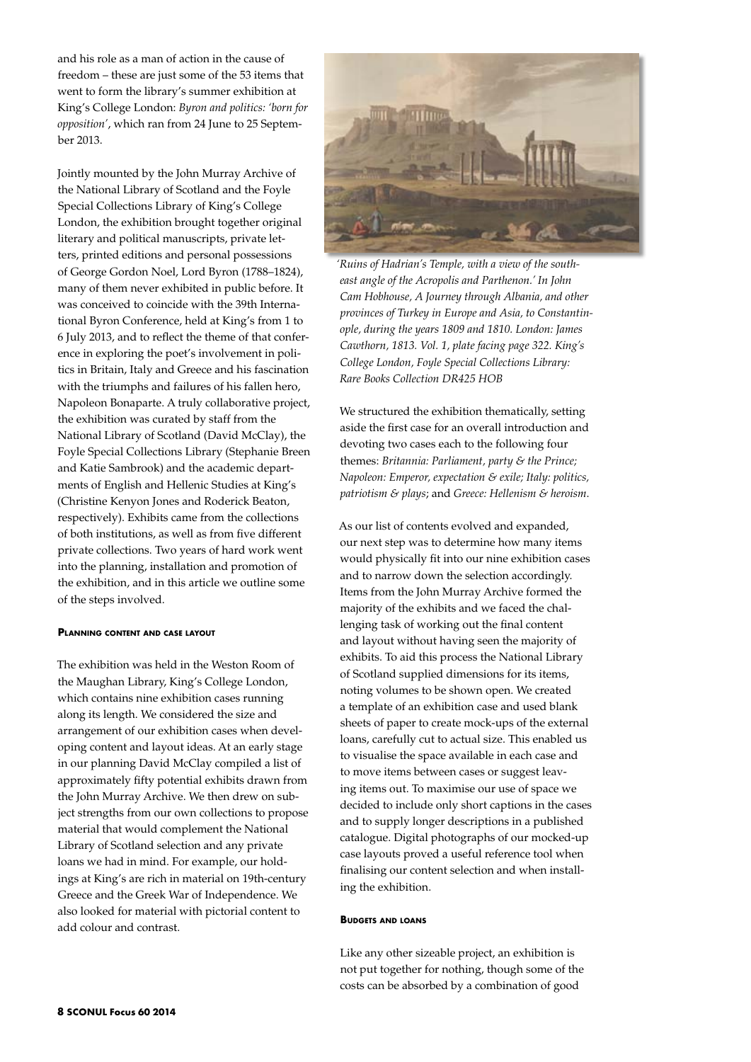and his role as a man of action in the cause of freedom – these are just some of the 53 items that went to form the library's summer exhibition at King's College London: *Byron and politics: 'born for opposition'*, which ran from 24 June to 25 September 2013.

Jointly mounted by the John Murray Archive of the National Library of Scotland and the Foyle Special Collections Library of King's College London, the exhibition brought together original literary and political manuscripts, private letters, printed editions and personal possessions of George Gordon Noel, Lord Byron (1788–1824), many of them never exhibited in public before. It was conceived to coincide with the 39th International Byron Conference, held at King's from 1 to 6 July 2013, and to reflect the theme of that conference in exploring the poet's involvement in politics in Britain, Italy and Greece and his fascination with the triumphs and failures of his fallen hero, Napoleon Bonaparte. A truly collaborative project, the exhibition was curated by staff from the National Library of Scotland (David McClay), the Foyle Special Collections Library (Stephanie Breen and Katie Sambrook) and the academic departments of English and Hellenic Studies at King's (Christine Kenyon Jones and Roderick Beaton, respectively). Exhibits came from the collections of both institutions, as well as from five different private collections. Two years of hard work went into the planning, installation and promotion of the exhibition, and in this article we outline some of the steps involved.

#### Planning content and case layout

The exhibition was held in the Weston Room of the Maughan Library, King's College London, which contains nine exhibition cases running along its length. We considered the size and arrangement of our exhibition cases when developing content and layout ideas. At an early stage in our planning David McClay compiled a list of approximately fifty potential exhibits drawn from the John Murray Archive. We then drew on subject strengths from our own collections to propose material that would complement the National Library of Scotland selection and any private loans we had in mind. For example, our holdings at King's are rich in material on 19th-century Greece and the Greek War of Independence. We also looked for material with pictorial content to add colour and contrast.

*'Ruins of Hadrian's Temple, with a view of the south-east angle of the Acropolis and Parthenon.' In John Cam Hobhouse, A Journey through Albania, and other provinces of Turkey in Europe and Asia, to Constantinople, during the years 1809 and 1810. London: James Cawthorn, 1813. Vol. 1, plate facing page 322. King's College London, Foyle Special Collections Library: Rare Books Collection DR425 HOB*

We structured the exhibition thematically, setting aside the first case for an overall introduction and devoting two cases each to the following four themes: *Britannia: Parliament, party & the Prince; Napoleon: Emperor, expectation & exile; Italy: politics, patriotism & plays*; and *Greece: Hellenism & heroism*.

As our list of contents evolved and expanded, our next step was to determine how many items would physically fit into our nine exhibition cases and to narrow down the selection accordingly. Items from the John Murray Archive formed the majority of the exhibits and we faced the challenging task of working out the final content and layout without having seen the majority of exhibits. To aid this process the National Library of Scotland supplied dimensions for its items, noting volumes to be shown open. We created a template of an exhibition case and used blank sheets of paper to create mock-ups of the external loans, carefully cut to actual size. This enabled us to visualise the space available in each case and to move items between cases or suggest leaving items out. To maximise our use of space we decided to include only short captions in the cases and to supply longer descriptions in a published catalogue. Digital photographs of our mocked-up case layouts proved a useful reference tool when finalising our content selection and when installing the exhibition.

#### Budgets and loans

Like any other sizeable project, an exhibition is not put together for nothing, though some of the costs can be absorbed by a combination of good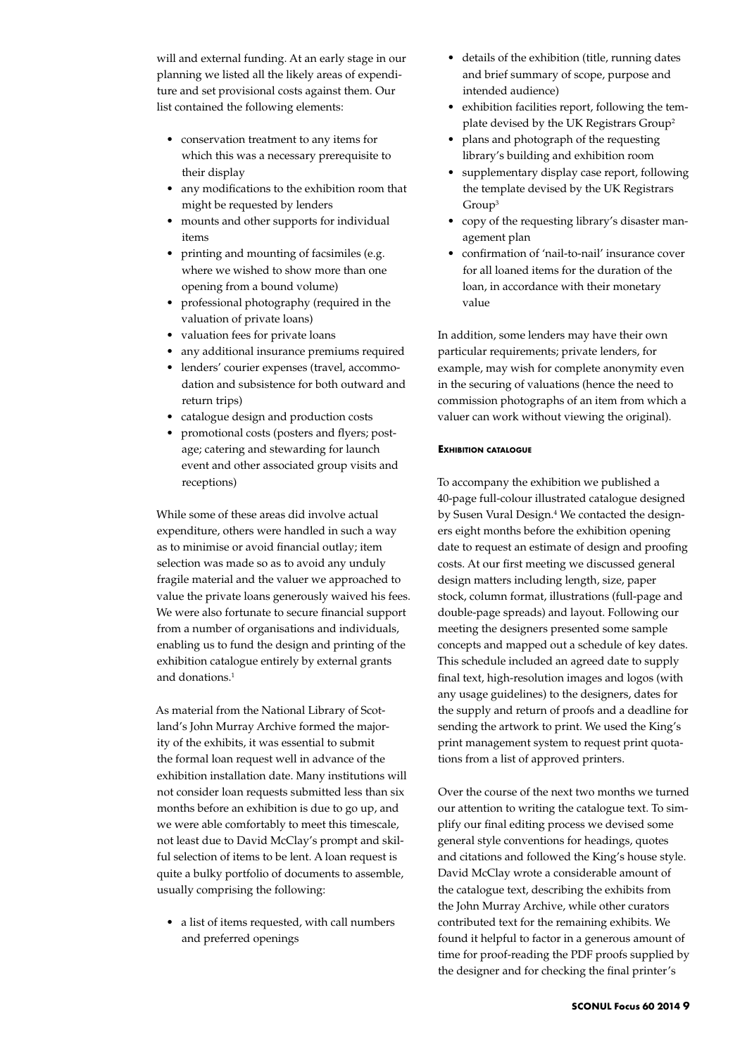will and external funding. At an early stage in our planning we listed all the likely areas of expenditure and set provisional costs against them. Our list contained the following elements:

- conservation treatment to any items for which this was a necessary prerequisite to their display
- any modifications to the exhibition room that might be requested by lenders
- mounts and other supports for individual items
- printing and mounting of facsimiles (e.g. where we wished to show more than one opening from a bound volume)
- professional photography (required in the valuation of private loans)
- valuation fees for private loans
- any additional insurance premiums required
- lenders' courier expenses (travel, accommodation and subsistence for both outward and return trips)
- catalogue design and production costs
- promotional costs (posters and flyers; postage; catering and stewarding for launch event and other associated group visits and receptions)

While some of these areas did involve actual expenditure, others were handled in such a way as to minimise or avoid financial outlay; item selection was made so as to avoid any unduly fragile material and the valuer we approached to value the private loans generously waived his fees. We were also fortunate to secure financial support from a number of organisations and individuals, enabling us to fund the design and printing of the exhibition catalogue entirely by external grants and donations.[1]

As material from the National Library of Scotland's John Murray Archive formed the majority of the exhibits, it was essential to submit the formal loan request well in advance of the exhibition installation date. Many institutions will not consider loan requests submitted less than six months before an exhibition is due to go up, and we were able comfortably to meet this timescale, not least due to David McClay's prompt and skilful selection of items to be lent. A loan request is quite a bulky portfolio of documents to assemble, usually comprising the following:

- a list of items requested, with call numbers and preferred openings
- details of the exhibition (title, running dates and brief summary of scope, purpose and intended audience)
- exhibition facilities report, following the template devised by the UK Registrars Group[2]
- plans and photograph of the requesting library's building and exhibition room
- supplementary display case report, following the template devised by the UK Registrars Group[3]
- copy of the requesting library's disaster management plan
- confirmation of 'nail-to-nail' insurance cover for all loaned items for the duration of the loan, in accordance with their monetary value

In addition, some lenders may have their own particular requirements; private lenders, for example, may wish for complete anonymity even in the securing of valuations (hence the need to commission photographs of an item from which a valuer can work without viewing the original).

#### Exhibition catalogue

To accompany the exhibition we published a 40-page full-colour illustrated catalogue designed by Susen Vural Design.[4] We contacted the designers eight months before the exhibition opening date to request an estimate of design and proofing costs. At our first meeting we discussed general design matters including length, size, paper stock, column format, illustrations (full-page and double-page spreads) and layout. Following our meeting the designers presented some sample concepts and mapped out a schedule of key dates. This schedule included an agreed date to supply final text, high-resolution images and logos (with any usage guidelines) to the designers, dates for the supply and return of proofs and a deadline for sending the artwork to print. We used the King's print management system to request print quotations from a list of approved printers.

Over the course of the next two months we turned our attention to writing the catalogue text. To simplify our final editing process we devised some general style conventions for headings, quotes and citations and followed the King's house style. David McClay wrote a considerable amount of the catalogue text, describing the exhibits from the John Murray Archive, while other curators contributed text for the remaining exhibits. We found it helpful to factor in a generous amount of time for proof-reading the PDF proofs supplied by the designer and for checking the final printer's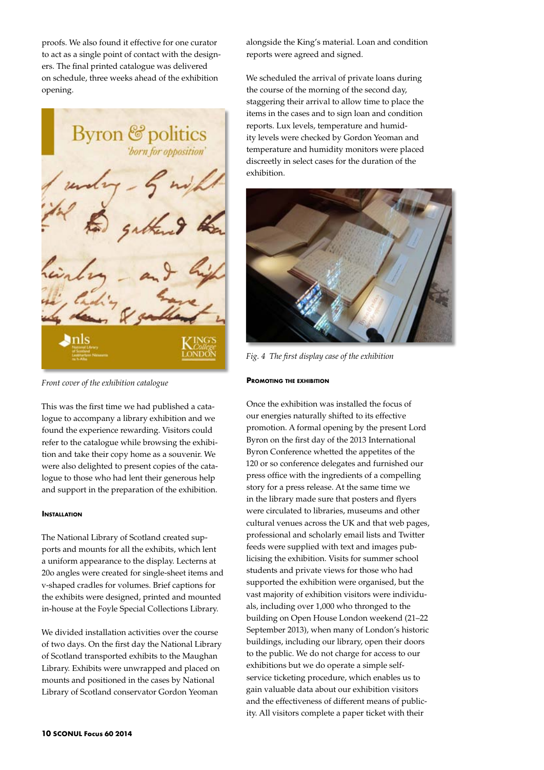proofs. We also found it effective for one curator to act as a single point of contact with the designers. The final printed catalogue was delivered on schedule, three weeks ahead of the exhibition opening.

*Front cover of the exhibition catalogue*

This was the first time we had published a catalogue to accompany a library exhibition and we found the experience rewarding. Visitors could refer to the catalogue while browsing the exhibition and take their copy home as a souvenir. We were also delighted to present copies of the catalogue to those who had lent their generous help and support in the preparation of the exhibition.

#### Installation

The National Library of Scotland created supports and mounts for all the exhibits, which lent a uniform appearance to the display. Lecterns at 20o angles were created for single-sheet items and v-shaped cradles for volumes. Brief captions for the exhibits were designed, printed and mounted in-house at the Foyle Special Collections Library.

We divided installation activities over the course of two days. On the first day the National Library of Scotland transported exhibits to the Maughan Library. Exhibits were unwrapped and placed on mounts and positioned in the cases by National Library of Scotland conservator Gordon Yeoman alongside the King's material. Loan and condition reports were agreed and signed.

We scheduled the arrival of private loans during the course of the morning of the second day, staggering their arrival to allow time to place the items in the cases and to sign loan and condition reports. Lux levels, temperature and humidity levels were checked by Gordon Yeoman and temperature and humidity monitors were placed discreetly in select cases for the duration of the exhibition.

*Fig. 4 The first display case of the exhibition*

#### Promoting the exhibition

Once the exhibition was installed the focus of our energies naturally shifted to its effective promotion. A formal opening by the present Lord Byron on the first day of the 2013 International Byron Conference whetted the appetites of the 120 or so conference delegates and furnished our press office with the ingredients of a compelling story for a press release. At the same time we in the library made sure that posters and flyers were circulated to libraries, museums and other cultural venues across the UK and that web pages, professional and scholarly email lists and Twitter feeds were supplied with text and images publicising the exhibition. Visits for summer school students and private views for those who had supported the exhibition were organised, but the vast majority of exhibition visitors were individuals, including over 1,000 who thronged to the building on Open House London weekend (21–22 September 2013), when many of London's historic buildings, including our library, open their doors to the public. We do not charge for access to our exhibitions but we do operate a simple self-service ticketing procedure, which enables us to gain valuable data about our exhibition visitors and the effectiveness of different means of publicity. All visitors complete a paper ticket with their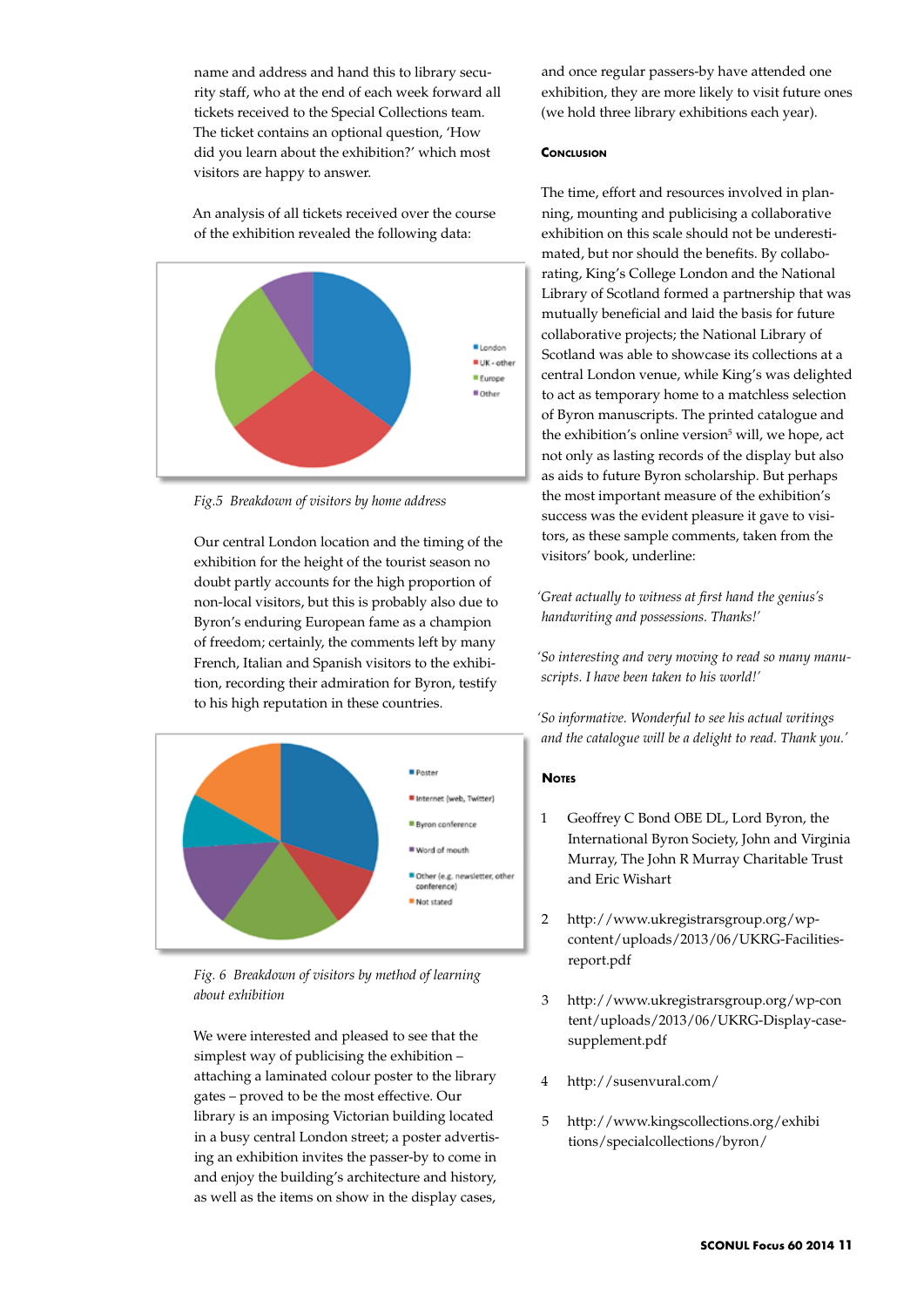name and address and hand this to library security staff, who at the end of each week forward all tickets received to the Special Collections team. The ticket contains an optional question, 'How did you learn about the exhibition?' which most visitors are happy to answer.

An analysis of all tickets received over the course of the exhibition revealed the following data:

London
UK - other
Europe
Other

*Fig.5 Breakdown of visitors by home address*

Our central London location and the timing of the exhibition for the height of the tourist season no doubt partly accounts for the high proportion of non-local visitors, but this is probably also due to Byron's enduring European fame as a champion of freedom; certainly, the comments left by many French, Italian and Spanish visitors to the exhibition, recording their admiration for Byron, testify to his high reputation in these countries.

Poster
Internet (web, Twitter)
Byron conference
Word of mouth
Other (e.g. newsletter, other conference)
Not stated

*Fig. 6 Breakdown of visitors by method of learning about exhibition*

We were interested and pleased to see that the simplest way of publicising the exhibition – attaching a laminated colour poster to the library gates – proved to be the most effective. Our library is an imposing Victorian building located in a busy central London street; a poster advertising an exhibition invites the passer-by to come in and enjoy the building's architecture and history, as well as the items on show in the display cases, and once regular passers-by have attended one exhibition, they are more likely to visit future ones (we hold three library exhibitions each year).

## Conclusion

The time, effort and resources involved in planning, mounting and publicising a collaborative exhibition on this scale should not be underestimated, but nor should the benefits. By collaborating, King's College London and the National Library of Scotland formed a partnership that was mutually beneficial and laid the basis for future collaborative projects; the National Library of Scotland was able to showcase its collections at a central London venue, while King's was delighted to act as temporary home to a matchless selection of Byron manuscripts. The printed catalogue and the exhibition's online version[5] will, we hope, act not only as lasting records of the display but also as aids to future Byron scholarship. But perhaps the most important measure of the exhibition's success was the evident pleasure it gave to visitors, as these sample comments, taken from the visitors' book, underline:

*'Great actually to witness at first hand the genius's handwriting and possessions. Thanks!'*

*'So interesting and very moving to read so many manuscripts. I have been taken to his world!'*

*'So informative. Wonderful to see his actual writings and the catalogue will be a delight to read. Thank you.'*

## Notes

1. Geoffrey C Bond OBE DL, Lord Byron, the International Byron Society, John and Virginia Murray, The John R Murray Charitable Trust and Eric Wishart

2. http://www.ukregistrarsgroup.org/wp-content/uploads/2013/06/UKRG-Facilities-report.pdf

3. http://www.ukregistrarsgroup.org/wp-content/uploads/2013/06/UKRG-Display-case-supplement.pdf

4. http://susenvural.com/

5. http://www.kingscollections.org/exhibitions/specialcollections/byron/